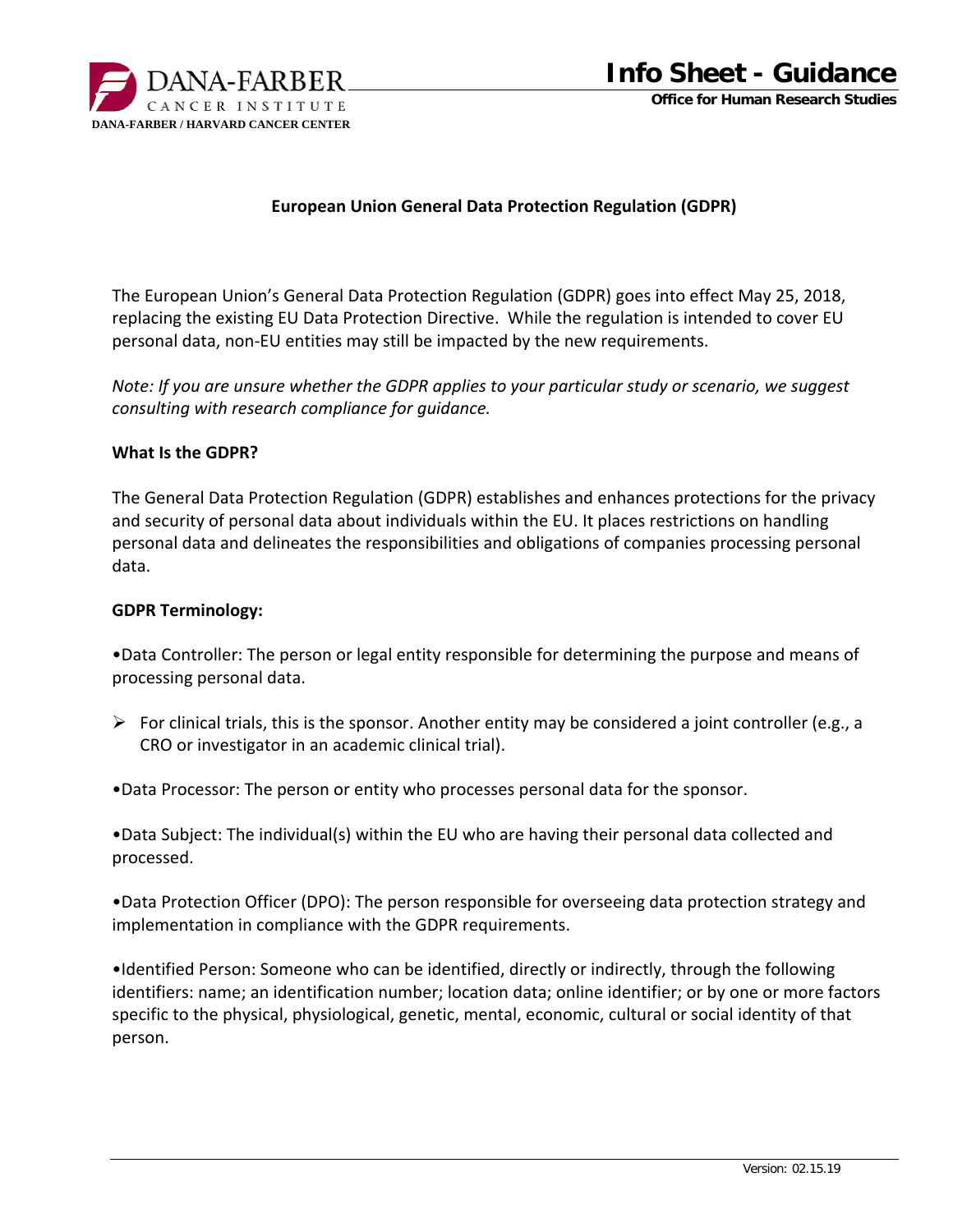# European Union General Data Protection Regulation (GDPR)

The European Union's General Data Protection Regulation (GDPR) goes into effect May 25, 2018, replacing the existing EU Data Protection Directive. While the regulation is intended to cover EU personal data, non-EU entities may still be impacted by the new requirements.

*Note: If you are unsure whether the GDPR applies to your particular study or scenario, we suggest consulting with research compliance for guidance.*

## What Is the GDPR?

The General Data Protection Regulation (GDPR) establishes and enhances protections for the privacy and security of personal data about individuals within the EU. It places restrictions on handling personal data and delineates the responsibilities and obligations of companies processing personal data.

## GDPR Terminology:

- Data Controller: The person or legal entity responsible for determining the purpose and means of processing personal data.
  - For clinical trials, this is the sponsor. Another entity may be considered a joint controller (e.g., a CRO or investigator in an academic clinical trial).
- Data Processor: The person or entity who processes personal data for the sponsor.
- Data Subject: The individual(s) within the EU who are having their personal data collected and processed.
- Data Protection Officer (DPO): The person responsible for overseeing data protection strategy and implementation in compliance with the GDPR requirements.
- Identified Person: Someone who can be identified, directly or indirectly, through the following identifiers: name; an identification number; location data; online identifier; or by one or more factors specific to the physical, physiological, genetic, mental, economic, cultural or social identity of that person.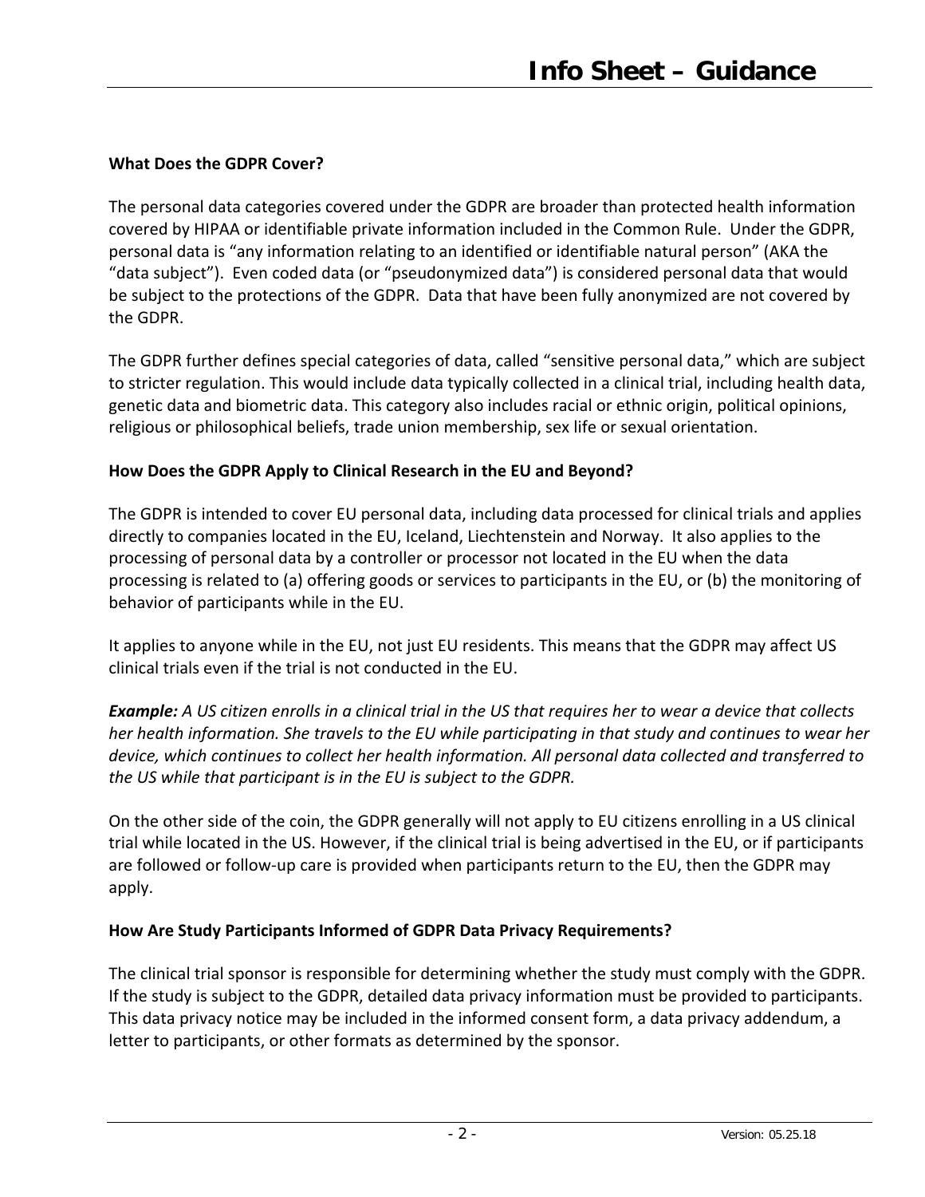## What Does the GDPR Cover?

The personal data categories covered under the GDPR are broader than protected health information covered by HIPAA or identifiable private information included in the Common Rule. Under the GDPR, personal data is "any information relating to an identified or identifiable natural person" (AKA the "data subject"). Even coded data (or "pseudonymized data") is considered personal data that would be subject to the protections of the GDPR. Data that have been fully anonymized are not covered by the GDPR.

The GDPR further defines special categories of data, called "sensitive personal data," which are subject to stricter regulation. This would include data typically collected in a clinical trial, including health data, genetic data and biometric data. This category also includes racial or ethnic origin, political opinions, religious or philosophical beliefs, trade union membership, sex life or sexual orientation.

## How Does the GDPR Apply to Clinical Research in the EU and Beyond?

The GDPR is intended to cover EU personal data, including data processed for clinical trials and applies directly to companies located in the EU, Iceland, Liechtenstein and Norway. It also applies to the processing of personal data by a controller or processor not located in the EU when the data processing is related to (a) offering goods or services to participants in the EU, or (b) the monitoring of behavior of participants while in the EU.

It applies to anyone while in the EU, not just EU residents. This means that the GDPR may affect US clinical trials even if the trial is not conducted in the EU.

***Example:*** *A US citizen enrolls in a clinical trial in the US that requires her to wear a device that collects her health information. She travels to the EU while participating in that study and continues to wear her device, which continues to collect her health information. All personal data collected and transferred to the US while that participant is in the EU is subject to the GDPR.*

On the other side of the coin, the GDPR generally will not apply to EU citizens enrolling in a US clinical trial while located in the US. However, if the clinical trial is being advertised in the EU, or if participants are followed or follow-up care is provided when participants return to the EU, then the GDPR may apply.

## How Are Study Participants Informed of GDPR Data Privacy Requirements?

The clinical trial sponsor is responsible for determining whether the study must comply with the GDPR. If the study is subject to the GDPR, detailed data privacy information must be provided to participants. This data privacy notice may be included in the informed consent form, a data privacy addendum, a letter to participants, or other formats as determined by the sponsor.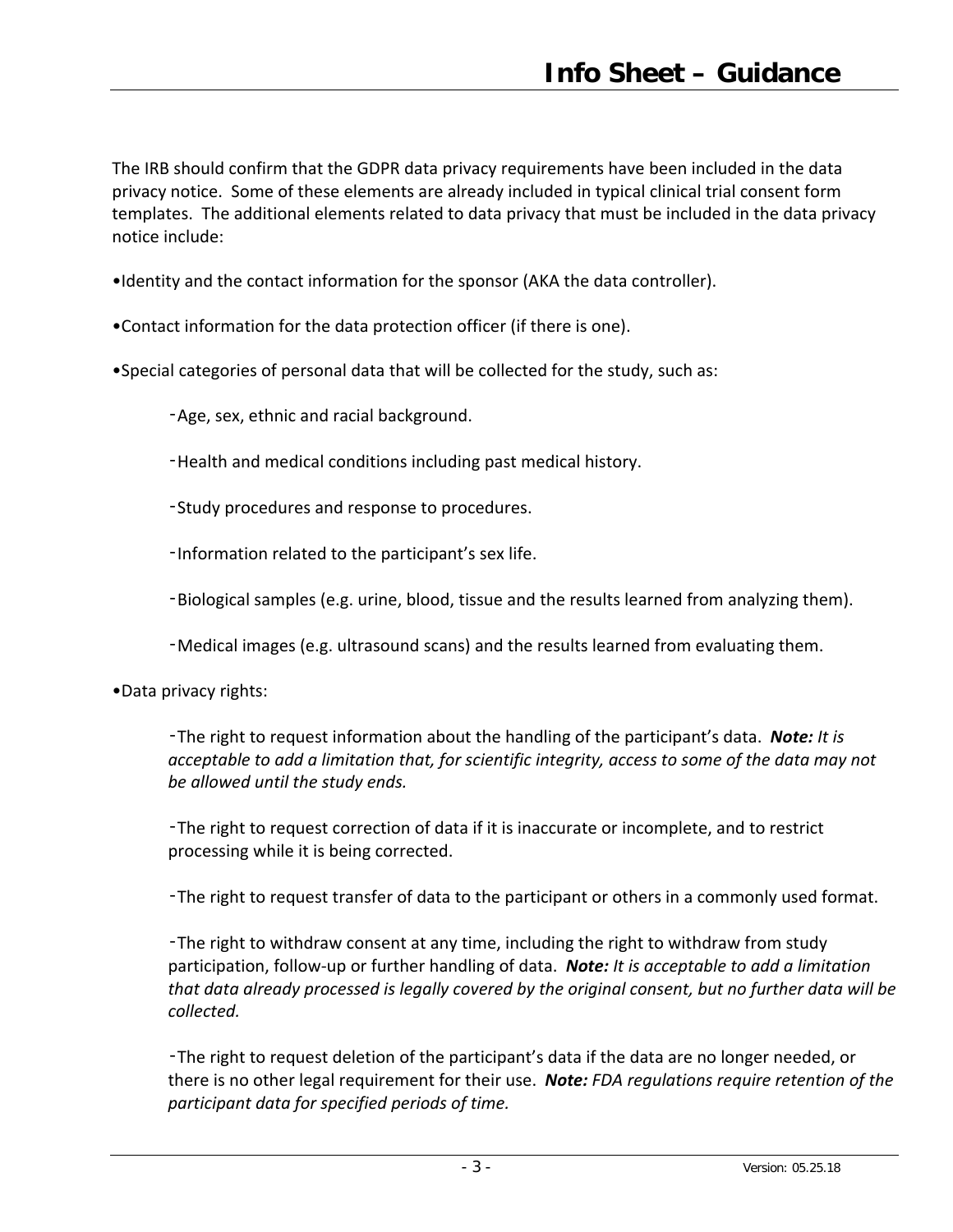The IRB should confirm that the GDPR data privacy requirements have been included in the data privacy notice. Some of these elements are already included in typical clinical trial consent form templates. The additional elements related to data privacy that must be included in the data privacy notice include:

- Identity and the contact information for the sponsor (AKA the data controller).
- Contact information for the data protection officer (if there is one).
- Special categories of personal data that will be collected for the study, such as:
  - Age, sex, ethnic and racial background.
  - Health and medical conditions including past medical history.
  - Study procedures and response to procedures.
  - Information related to the participant's sex life.
  - Biological samples (e.g. urine, blood, tissue and the results learned from analyzing them).
  - Medical images (e.g. ultrasound scans) and the results learned from evaluating them.
- Data privacy rights:
  - The right to request information about the handling of the participant's data. ***Note:*** *It is acceptable to add a limitation that, for scientific integrity, access to some of the data may not be allowed until the study ends.*
  - The right to request correction of data if it is inaccurate or incomplete, and to restrict processing while it is being corrected.
  - The right to request transfer of data to the participant or others in a commonly used format.
  - The right to withdraw consent at any time, including the right to withdraw from study participation, follow-up or further handling of data. ***Note:*** *It is acceptable to add a limitation that data already processed is legally covered by the original consent, but no further data will be collected.*
  - The right to request deletion of the participant's data if the data are no longer needed, or there is no other legal requirement for their use. ***Note:*** *FDA regulations require retention of the participant data for specified periods of time.*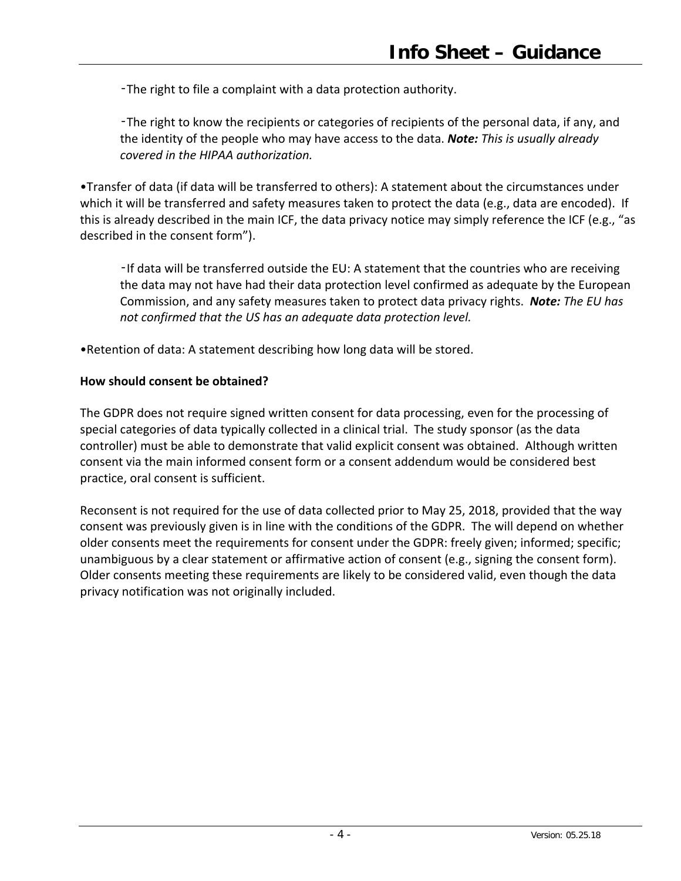- The right to file a complaint with a data protection authority.
- The right to know the recipients or categories of recipients of the personal data, if any, and the identity of the people who may have access to the data. ***Note:*** *This is usually already covered in the HIPAA authorization.*

- Transfer of data (if data will be transferred to others): A statement about the circumstances under which it will be transferred and safety measures taken to protect the data (e.g., data are encoded). If this is already described in the main ICF, the data privacy notice may simply reference the ICF (e.g., "as described in the consent form").
  - If data will be transferred outside the EU: A statement that the countries who are receiving the data may not have had their data protection level confirmed as adequate by the European Commission, and any safety measures taken to protect data privacy rights. ***Note:*** *The EU has not confirmed that the US has an adequate data protection level.*
- Retention of data: A statement describing how long data will be stored.

**How should consent be obtained?**

The GDPR does not require signed written consent for data processing, even for the processing of special categories of data typically collected in a clinical trial. The study sponsor (as the data controller) must be able to demonstrate that valid explicit consent was obtained. Although written consent via the main informed consent form or a consent addendum would be considered best practice, oral consent is sufficient.

Reconsent is not required for the use of data collected prior to May 25, 2018, provided that the way consent was previously given is in line with the conditions of the GDPR. The will depend on whether older consents meet the requirements for consent under the GDPR: freely given; informed; specific; unambiguous by a clear statement or affirmative action of consent (e.g., signing the consent form). Older consents meeting these requirements are likely to be considered valid, even though the data privacy notification was not originally included.